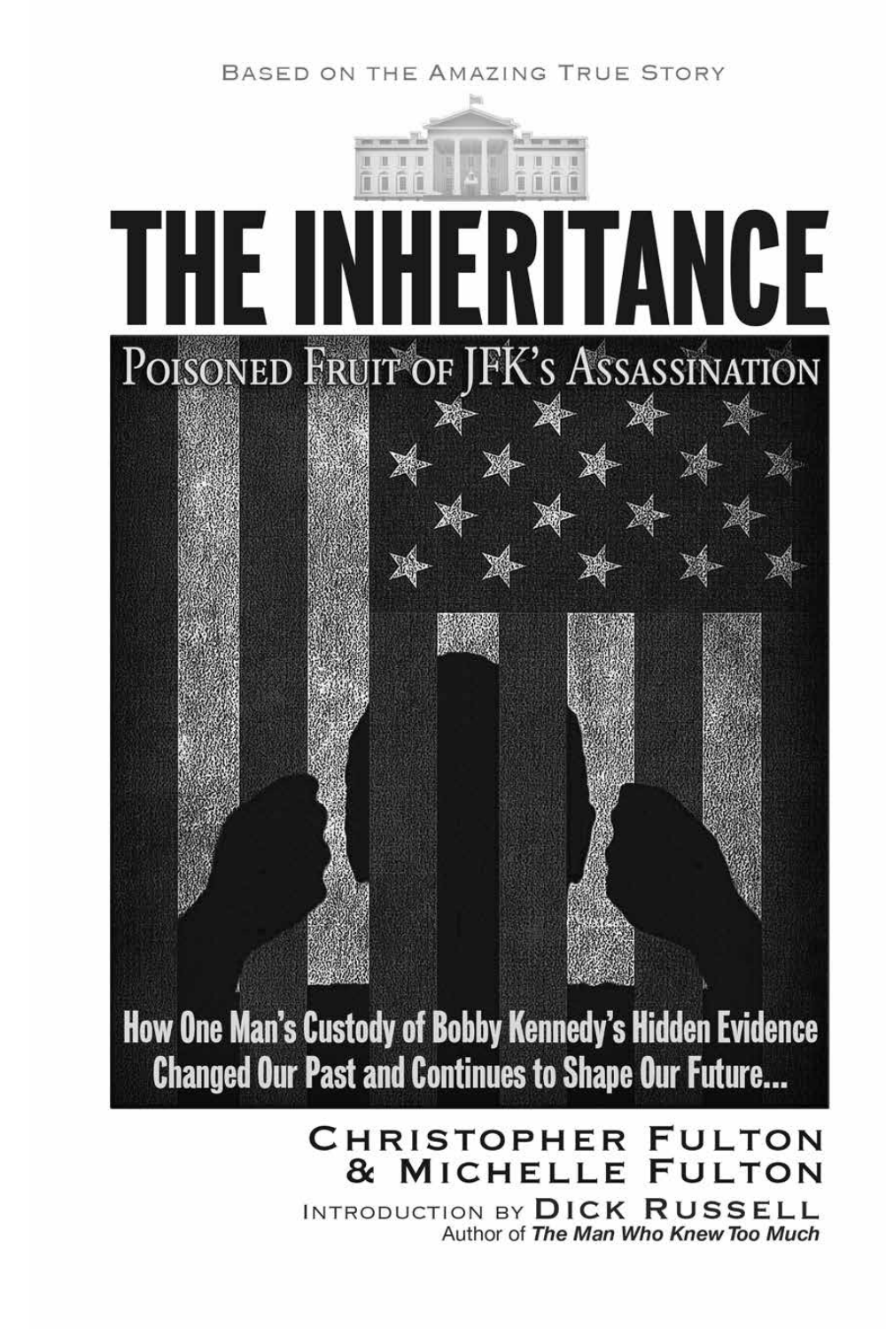Based on the Amazing True Story

# THE INHERITANCE

## Poisoned Fruit of JFK's Assassination

**How One Man's Custody of Bobby Kennedy's Hidden Evidence Changed Our Past and Continues to Shape Our Future...**

Christopher Fulton & Michelle Fulton

Introduction by Dick Russell
Author of ***The Man Who Knew Too Much***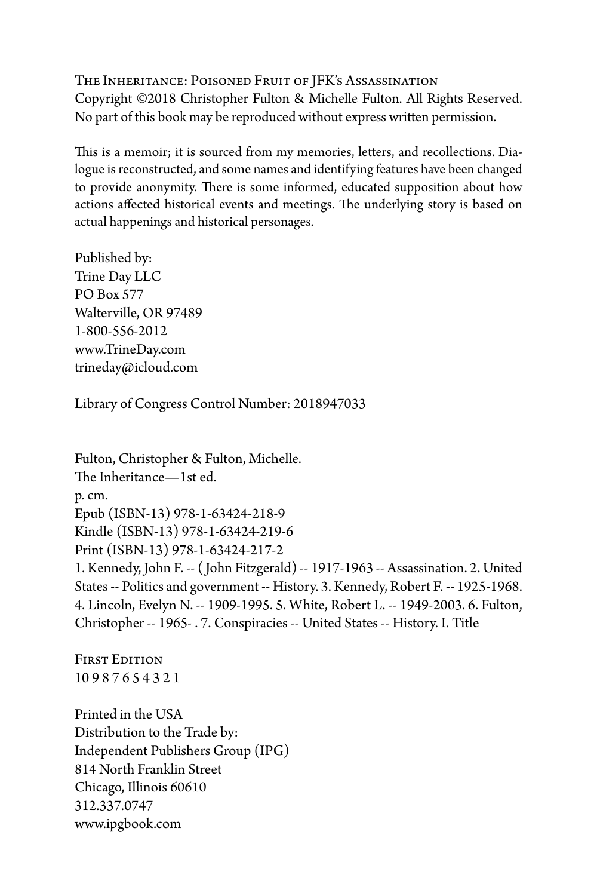The Inheritance: Poisoned Fruit of JFK's Assassination
Copyright ©2018 Christopher Fulton & Michelle Fulton. All Rights Reserved. No part of this book may be reproduced without express written permission.

This is a memoir; it is sourced from my memories, letters, and recollections. Dialogue is reconstructed, and some names and identifying features have been changed to provide anonymity. There is some informed, educated supposition about how actions affected historical events and meetings. The underlying story is based on actual happenings and historical personages.

Published by:
Trine Day LLC
PO Box 577
Walterville, OR 97489
1-800-556-2012
www.TrineDay.com
trineday@icloud.com

Library of Congress Control Number: 2018947033

Fulton, Christopher & Fulton, Michelle.
The Inheritance—1st ed.
p. cm.
Epub (ISBN-13) 978-1-63424-218-9
Kindle (ISBN-13) 978-1-63424-219-6
Print (ISBN-13) 978-1-63424-217-2
1. Kennedy, John F. -- (John Fitzgerald) -- 1917-1963 -- Assassination. 2. United States -- Politics and government -- History. 3. Kennedy, Robert F. -- 1925-1968. 4. Lincoln, Evelyn N. -- 1909-1995. 5. White, Robert L. -- 1949-2003. 6. Fulton, Christopher -- 1965- . 7. Conspiracies -- United States -- History. I. Title

First Edition
10 9 8 7 6 5 4 3 2 1

Printed in the USA
Distribution to the Trade by:
Independent Publishers Group (IPG)
814 North Franklin Street
Chicago, Illinois 60610
312.337.0747
www.ipgbook.com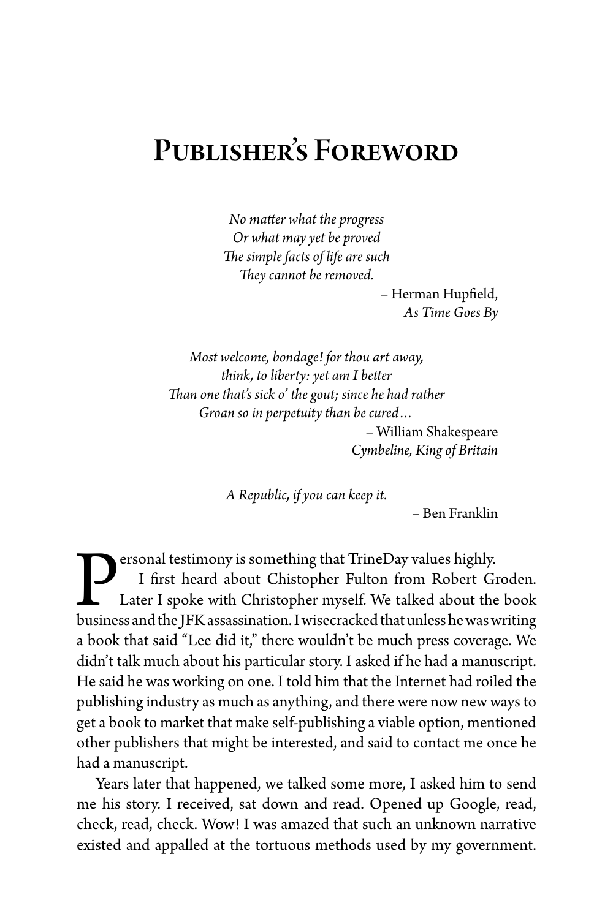# Publisher's Foreword

*No matter what the progress*
*Or what may yet be proved*
*The simple facts of life are such*
*They cannot be removed.*

– Herman Hupfield,
*As Time Goes By*

*Most welcome, bondage! for thou art away,*
*think, to liberty: yet am I better*
*Than one that's sick o' the gout; since he had rather*
*Groan so in perpetuity than be cured…*

– William Shakespeare
*Cymbeline, King of Britain*

*A Republic, if you can keep it.*

– Ben Franklin

Personal testimony is something that TrineDay values highly.

I first heard about Chistopher Fulton from Robert Groden. Later I spoke with Christopher myself. We talked about the book business and the JFK assassination. I wisecracked that unless he was writing a book that said "Lee did it," there wouldn't be much press coverage. We didn't talk much about his particular story. I asked if he had a manuscript. He said he was working on one. I told him that the Internet had roiled the publishing industry as much as anything, and there were now new ways to get a book to market that make self-publishing a viable option, mentioned other publishers that might be interested, and said to contact me once he had a manuscript.

Years later that happened, we talked some more, I asked him to send me his story. I received, sat down and read. Opened up Google, read, check, read, check. Wow! I was amazed that such an unknown narrative existed and appalled at the tortuous methods used by my government.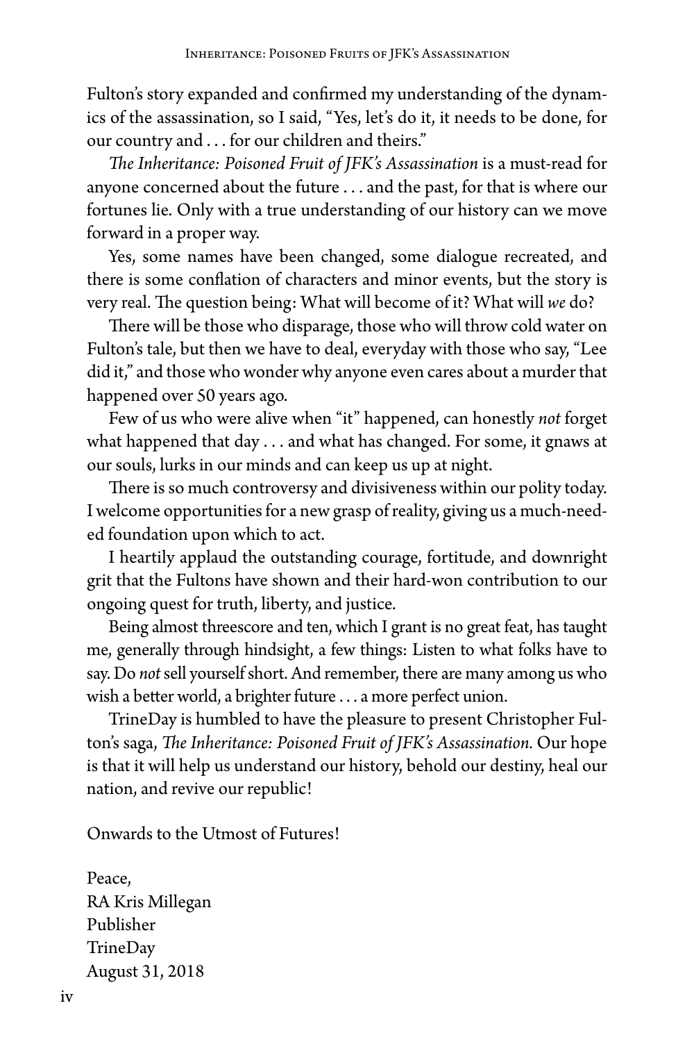Fulton's story expanded and confirmed my understanding of the dynamics of the assassination, so I said, "Yes, let's do it, it needs to be done, for our country and . . . for our children and theirs."

*The Inheritance: Poisoned Fruit of JFK's Assassination* is a must-read for anyone concerned about the future . . . and the past, for that is where our fortunes lie. Only with a true understanding of our history can we move forward in a proper way.

Yes, some names have been changed, some dialogue recreated, and there is some conflation of characters and minor events, but the story is very real. The question being: What will become of it? What will *we* do?

There will be those who disparage, those who will throw cold water on Fulton's tale, but then we have to deal, everyday with those who say, "Lee did it," and those who wonder why anyone even cares about a murder that happened over 50 years ago.

Few of us who were alive when "it" happened, can honestly *not* forget what happened that day . . . and what has changed. For some, it gnaws at our souls, lurks in our minds and can keep us up at night.

There is so much controversy and divisiveness within our polity today. I welcome opportunities for a new grasp of reality, giving us a much-needed foundation upon which to act.

I heartily applaud the outstanding courage, fortitude, and downright grit that the Fultons have shown and their hard-won contribution to our ongoing quest for truth, liberty, and justice.

Being almost threescore and ten, which I grant is no great feat, has taught me, generally through hindsight, a few things: Listen to what folks have to say. Do *not* sell yourself short. And remember, there are many among us who wish a better world, a brighter future . . . a more perfect union.

TrineDay is humbled to have the pleasure to present Christopher Fulton's saga, *The Inheritance: Poisoned Fruit of JFK's Assassination.* Our hope is that it will help us understand our history, behold our destiny, heal our nation, and revive our republic!

Onwards to the Utmost of Futures!

Peace,
RA Kris Millegan
Publisher
TrineDay
August 31, 2018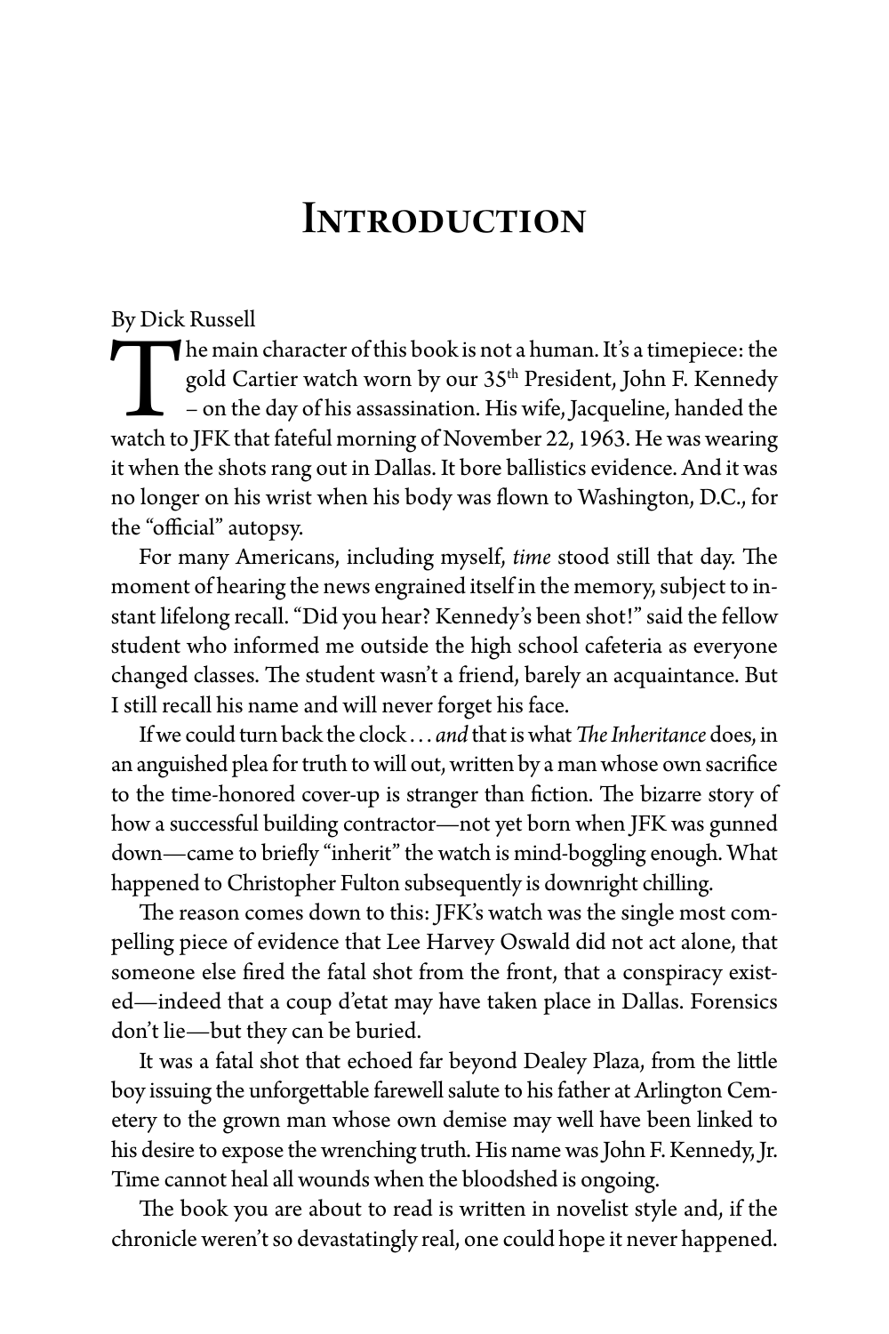# Introduction

By Dick Russell

The main character of this book is not a human. It's a timepiece: the gold Cartier watch worn by our 35th President, John F. Kennedy – on the day of his assassination. His wife, Jacqueline, handed the watch to JFK that fateful morning of November 22, 1963. He was wearing it when the shots rang out in Dallas. It bore ballistics evidence. And it was no longer on his wrist when his body was flown to Washington, D.C., for the "official" autopsy.

For many Americans, including myself, *time* stood still that day. The moment of hearing the news engrained itself in the memory, subject to instant lifelong recall. "Did you hear? Kennedy's been shot!" said the fellow student who informed me outside the high school cafeteria as everyone changed classes. The student wasn't a friend, barely an acquaintance. But I still recall his name and will never forget his face.

If we could turn back the clock . . . *and* that is what *The Inheritance* does, in an anguished plea for truth to will out, written by a man whose own sacrifice to the time-honored cover-up is stranger than fiction. The bizarre story of how a successful building contractor—not yet born when JFK was gunned down—came to briefly "inherit" the watch is mind-boggling enough. What happened to Christopher Fulton subsequently is downright chilling.

The reason comes down to this: JFK's watch was the single most compelling piece of evidence that Lee Harvey Oswald did not act alone, that someone else fired the fatal shot from the front, that a conspiracy existed—indeed that a coup d'etat may have taken place in Dallas. Forensics don't lie—but they can be buried.

It was a fatal shot that echoed far beyond Dealey Plaza, from the little boy issuing the unforgettable farewell salute to his father at Arlington Cemetery to the grown man whose own demise may well have been linked to his desire to expose the wrenching truth. His name was John F. Kennedy, Jr. Time cannot heal all wounds when the bloodshed is ongoing.

The book you are about to read is written in novelist style and, if the chronicle weren't so devastatingly real, one could hope it never happened.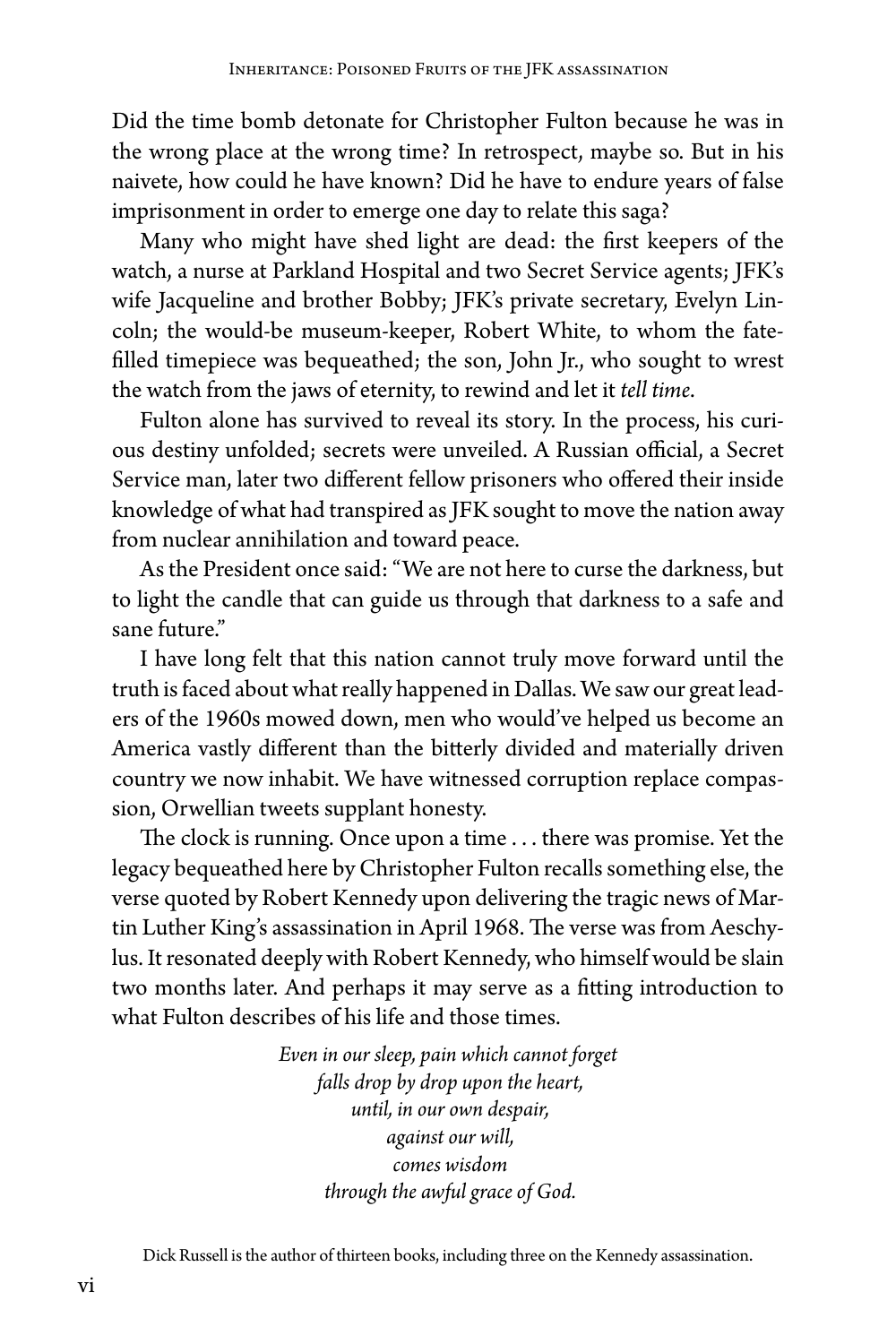Did the time bomb detonate for Christopher Fulton because he was in the wrong place at the wrong time? In retrospect, maybe so. But in his naivete, how could he have known? Did he have to endure years of false imprisonment in order to emerge one day to relate this saga?

Many who might have shed light are dead: the first keepers of the watch, a nurse at Parkland Hospital and two Secret Service agents; JFK's wife Jacqueline and brother Bobby; JFK's private secretary, Evelyn Lincoln; the would-be museum-keeper, Robert White, to whom the fate-filled timepiece was bequeathed; the son, John Jr., who sought to wrest the watch from the jaws of eternity, to rewind and let it *tell time*.

Fulton alone has survived to reveal its story. In the process, his curious destiny unfolded; secrets were unveiled. A Russian official, a Secret Service man, later two different fellow prisoners who offered their inside knowledge of what had transpired as JFK sought to move the nation away from nuclear annihilation and toward peace.

As the President once said: "We are not here to curse the darkness, but to light the candle that can guide us through that darkness to a safe and sane future."

I have long felt that this nation cannot truly move forward until the truth is faced about what really happened in Dallas. We saw our great leaders of the 1960s mowed down, men who would've helped us become an America vastly different than the bitterly divided and materially driven country we now inhabit. We have witnessed corruption replace compassion, Orwellian tweets supplant honesty.

The clock is running. Once upon a time . . . there was promise. Yet the legacy bequeathed here by Christopher Fulton recalls something else, the verse quoted by Robert Kennedy upon delivering the tragic news of Martin Luther King's assassination in April 1968. The verse was from Aeschylus. It resonated deeply with Robert Kennedy, who himself would be slain two months later. And perhaps it may serve as a fitting introduction to what Fulton describes of his life and those times.

*Even in our sleep, pain which cannot forget*
*falls drop by drop upon the heart,*
*until, in our own despair,*
*against our will,*
*comes wisdom*
*through the awful grace of God.*

Dick Russell is the author of thirteen books, including three on the Kennedy assassination.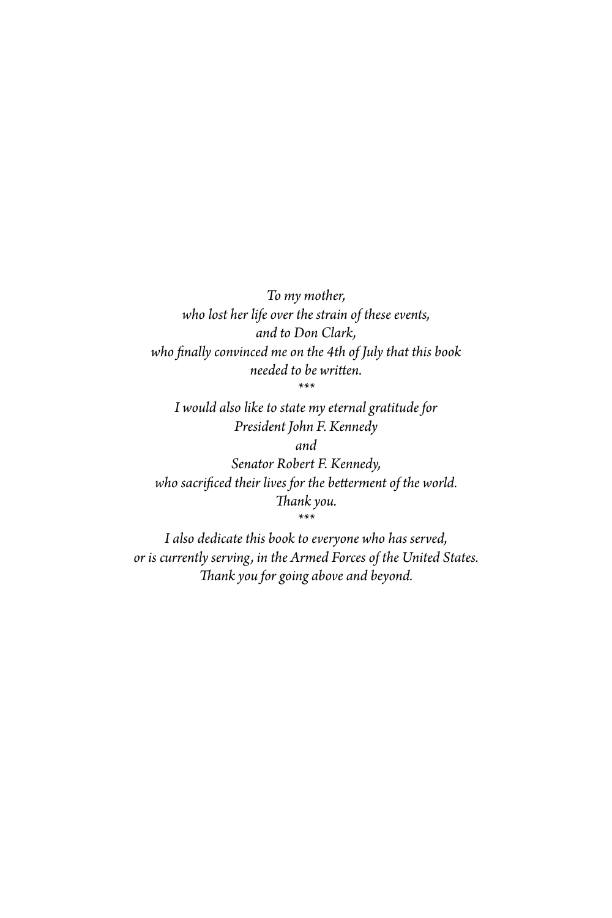*To my mother,*
*who lost her life over the strain of these events,*
*and to Don Clark,*
*who finally convinced me on the 4th of July that this book needed to be written.*

***

*I would also like to state my eternal gratitude for*
*President John F. Kennedy*
*and*
*Senator Robert F. Kennedy,*
*who sacrificed their lives for the betterment of the world.*
*Thank you.*

***

*I also dedicate this book to everyone who has served,*
*or is currently serving, in the Armed Forces of the United States.*
*Thank you for going above and beyond.*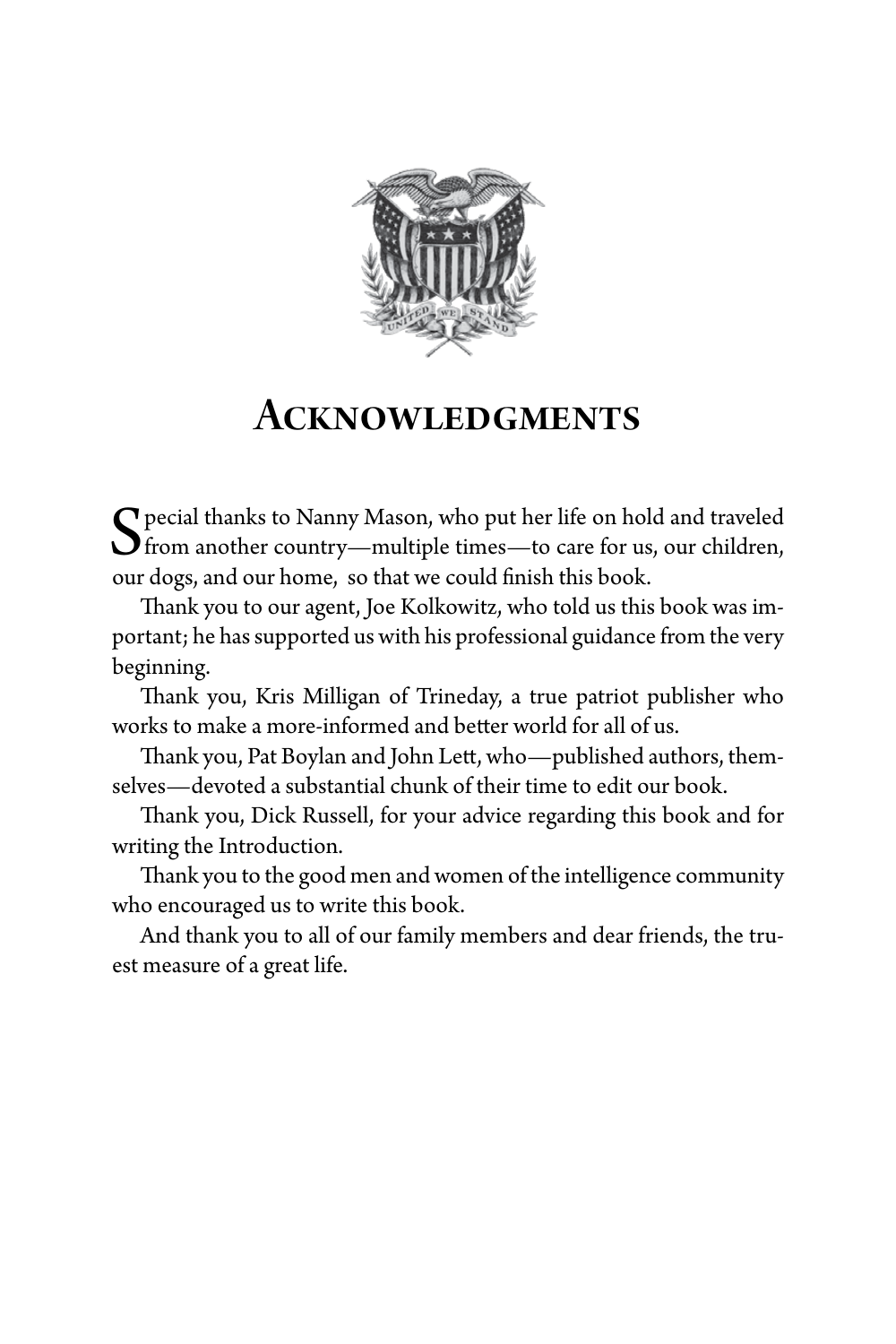# Acknowledgments

Special thanks to Nanny Mason, who put her life on hold and traveled from another country—multiple times—to care for us, our children, our dogs, and our home, so that we could finish this book.

Thank you to our agent, Joe Kolkowitz, who told us this book was important; he has supported us with his professional guidance from the very beginning.

Thank you, Kris Milligan of Trineday, a true patriot publisher who works to make a more-informed and better world for all of us.

Thank you, Pat Boylan and John Lett, who—published authors, themselves—devoted a substantial chunk of their time to edit our book.

Thank you, Dick Russell, for your advice regarding this book and for writing the Introduction.

Thank you to the good men and women of the intelligence community who encouraged us to write this book.

And thank you to all of our family members and dear friends, the truest measure of a great life.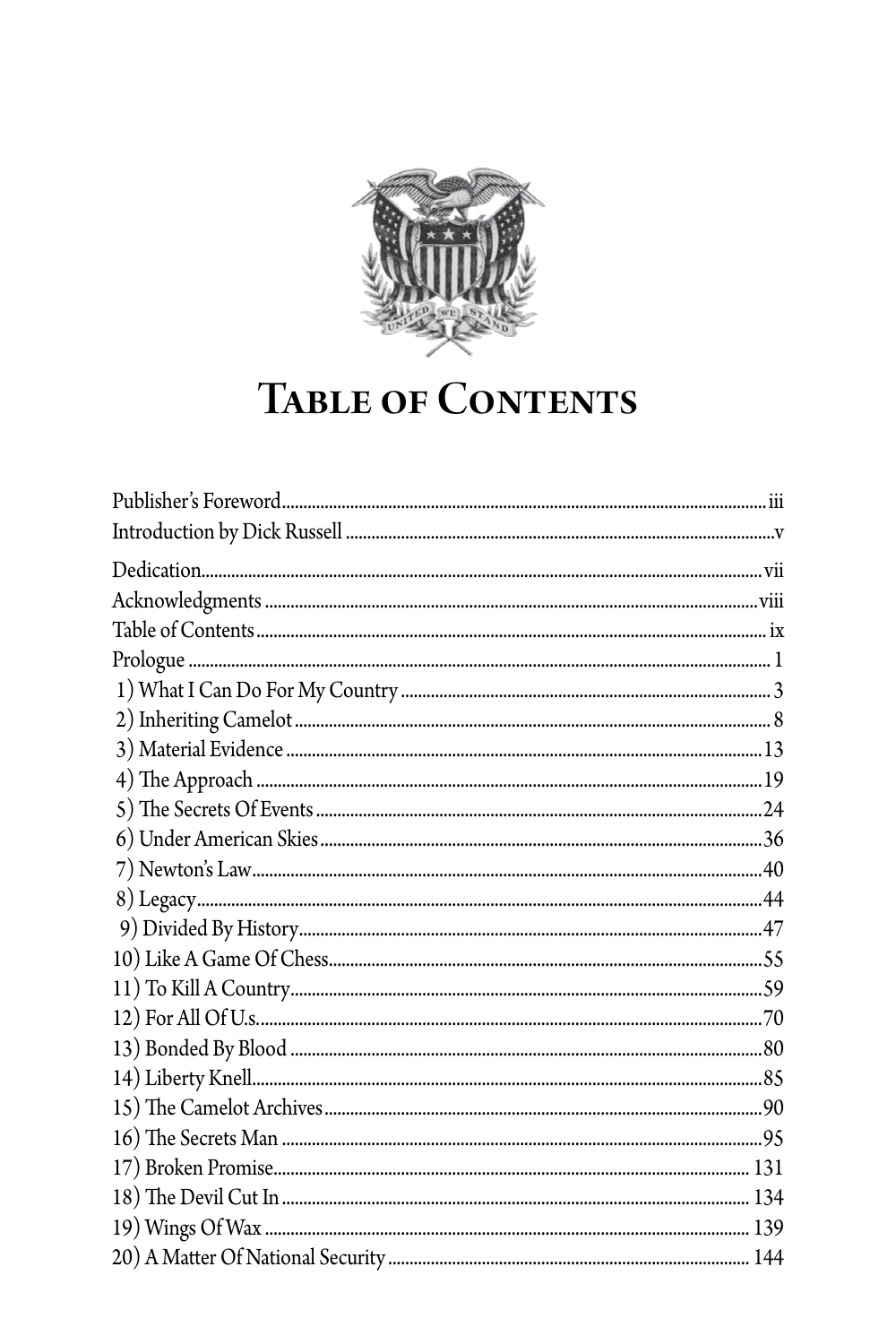# Table of Contents

Publisher's Foreword.......... iii
Introduction by Dick Russell.......... v
Dedication.......... vii
Acknowledgments.......... viii
Table of Contents.......... ix
Prologue.......... 1
1) What I Can Do For My Country.......... 3
2) Inheriting Camelot.......... 8
3) Material Evidence.......... 13
4) The Approach.......... 19
5) The Secrets Of Events.......... 24
6) Under American Skies.......... 36
7) Newton's Law.......... 40
8) Legacy.......... 44
9) Divided By History.......... 47
10) Like A Game Of Chess.......... 55
11) To Kill A Country.......... 59
12) For All Of U.s.......... 70
13) Bonded By Blood.......... 80
14) Liberty Knell.......... 85
15) The Camelot Archives.......... 90
16) The Secrets Man.......... 95
17) Broken Promise.......... 131
18) The Devil Cut In.......... 134
19) Wings Of Wax.......... 139
20) A Matter Of National Security.......... 144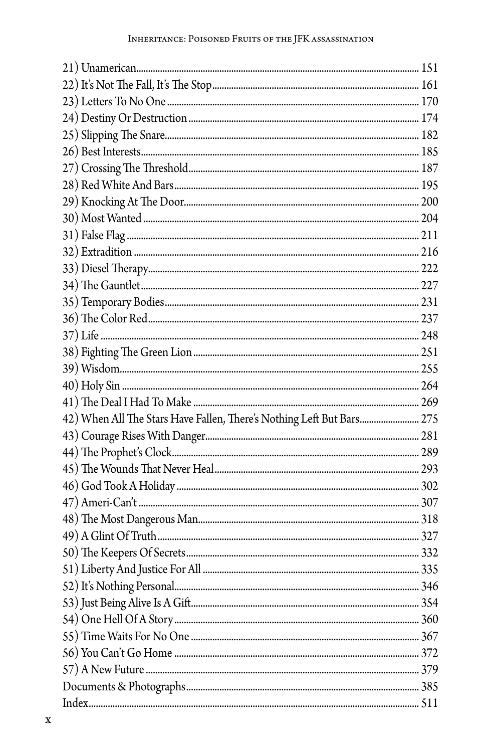21) Unamerican........ 151
22) It's Not The Fall, It's The Stop........ 161
23) Letters To No One........ 170
24) Destiny Or Destruction........ 174
25) Slipping The Snare........ 182
26) Best Interests........ 185
27) Crossing The Threshold........ 187
28) Red White And Bars........ 195
29) Knocking At The Door........ 200
30) Most Wanted........ 204
31) False Flag........ 211
32) Extradition........ 216
33) Diesel Therapy........ 222
34) The Gauntlet........ 227
35) Temporary Bodies........ 231
36) The Color Red........ 237
37) Life........ 248
38) Fighting The Green Lion........ 251
39) Wisdom........ 255
40) Holy Sin........ 264
41) The Deal I Had To Make........ 269
42) When All The Stars Have Fallen, There's Nothing Left But Bars........ 275
43) Courage Rises With Danger........ 281
44) The Prophet's Clock........ 289
45) The Wounds That Never Heal........ 293
46) God Took A Holiday........ 302
47) Ameri-Can't........ 307
48) The Most Dangerous Man........ 318
49) A Glint Of Truth........ 327
50) The Keepers Of Secrets........ 332
51) Liberty And Justice For All........ 335
52) It's Nothing Personal........ 346
53) Just Being Alive Is A Gift........ 354
54) One Hell Of A Story........ 360
55) Time Waits For No One........ 367
56) You Can't Go Home........ 372
57) A New Future........ 379
Documents & Photographs........ 385
Index........ 511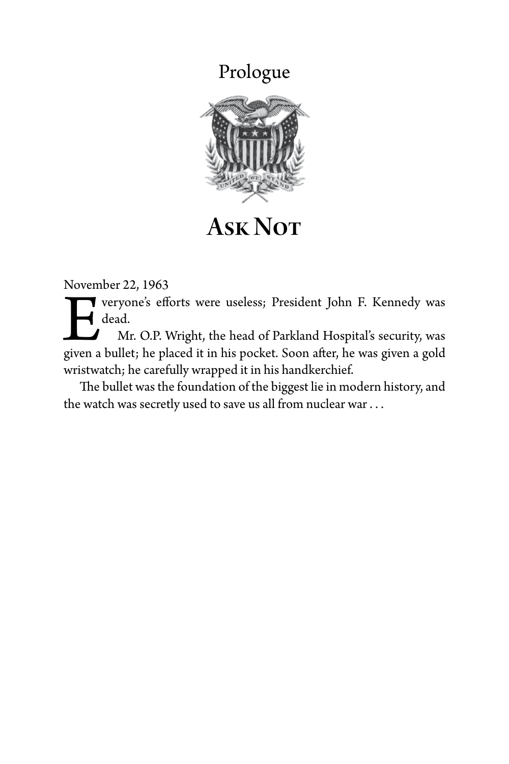# Prologue

## Ask Not

November 22, 1963

Everyone's efforts were useless; President John F. Kennedy was dead.

Mr. O.P. Wright, the head of Parkland Hospital's security, was given a bullet; he placed it in his pocket. Soon after, he was given a gold wristwatch; he carefully wrapped it in his handkerchief.

The bullet was the foundation of the biggest lie in modern history, and the watch was secretly used to save us all from nuclear war . . .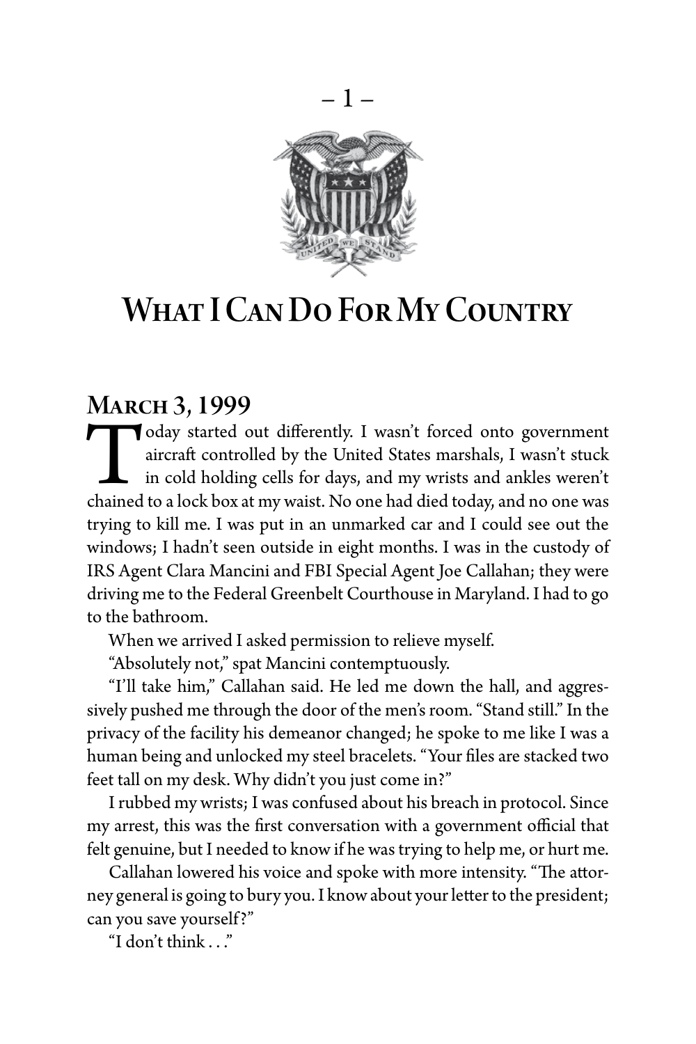– 1 –

# What I Can Do For My Country

## March 3, 1999

Today started out differently. I wasn't forced onto government aircraft controlled by the United States marshals, I wasn't stuck in cold holding cells for days, and my wrists and ankles weren't chained to a lock box at my waist. No one had died today, and no one was trying to kill me. I was put in an unmarked car and I could see out the windows; I hadn't seen outside in eight months. I was in the custody of IRS Agent Clara Mancini and FBI Special Agent Joe Callahan; they were driving me to the Federal Greenbelt Courthouse in Maryland. I had to go to the bathroom.

When we arrived I asked permission to relieve myself.

"Absolutely not," spat Mancini contemptuously.

"I'll take him," Callahan said. He led me down the hall, and aggressively pushed me through the door of the men's room. "Stand still." In the privacy of the facility his demeanor changed; he spoke to me like I was a human being and unlocked my steel bracelets. "Your files are stacked two feet tall on my desk. Why didn't you just come in?"

I rubbed my wrists; I was confused about his breach in protocol. Since my arrest, this was the first conversation with a government official that felt genuine, but I needed to know if he was trying to help me, or hurt me.

Callahan lowered his voice and spoke with more intensity. "The attorney general is going to bury you. I know about your letter to the president; can you save yourself?"

"I don't think . . ."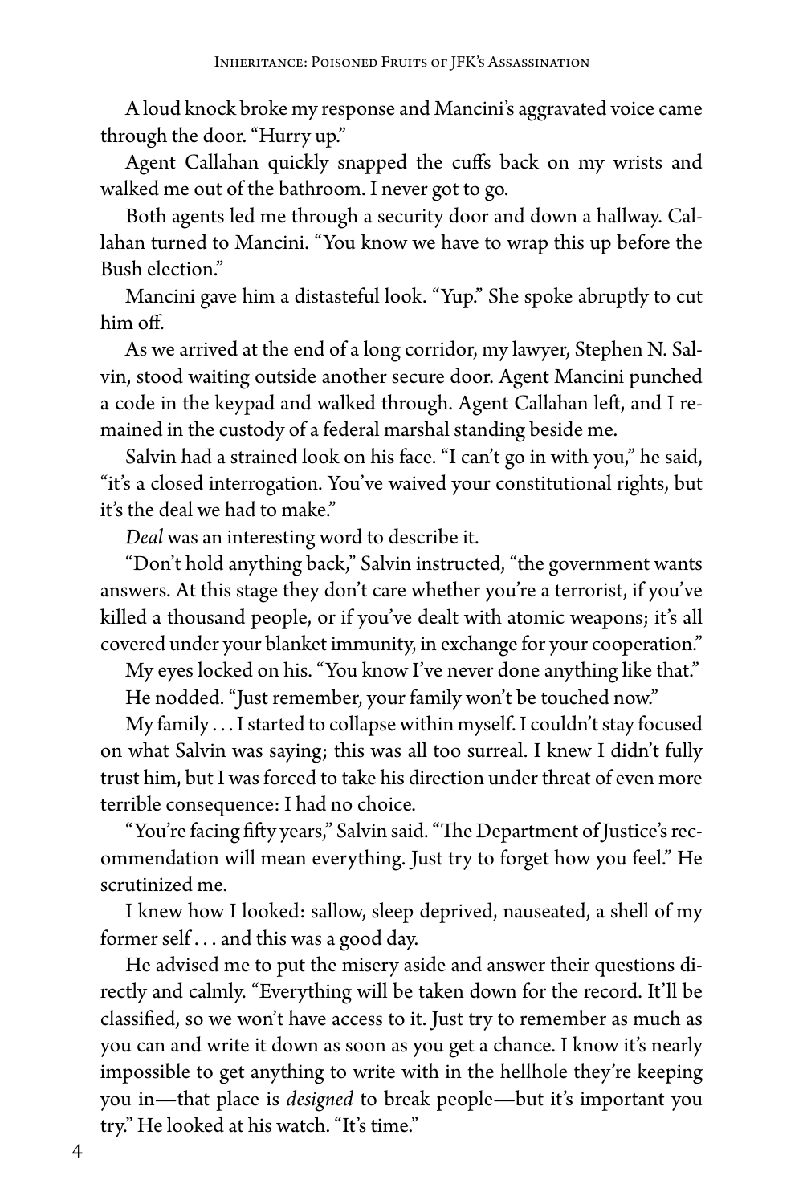A loud knock broke my response and Mancini's aggravated voice came through the door. "Hurry up."

Agent Callahan quickly snapped the cuffs back on my wrists and walked me out of the bathroom. I never got to go.

Both agents led me through a security door and down a hallway. Callahan turned to Mancini. "You know we have to wrap this up before the Bush election."

Mancini gave him a distasteful look. "Yup." She spoke abruptly to cut him off.

As we arrived at the end of a long corridor, my lawyer, Stephen N. Salvin, stood waiting outside another secure door. Agent Mancini punched a code in the keypad and walked through. Agent Callahan left, and I remained in the custody of a federal marshal standing beside me.

Salvin had a strained look on his face. "I can't go in with you," he said, "it's a closed interrogation. You've waived your constitutional rights, but it's the deal we had to make."

*Deal* was an interesting word to describe it.

"Don't hold anything back," Salvin instructed, "the government wants answers. At this stage they don't care whether you're a terrorist, if you've killed a thousand people, or if you've dealt with atomic weapons; it's all covered under your blanket immunity, in exchange for your cooperation."

My eyes locked on his. "You know I've never done anything like that."

He nodded. "Just remember, your family won't be touched now."

My family . . . I started to collapse within myself. I couldn't stay focused on what Salvin was saying; this was all too surreal. I knew I didn't fully trust him, but I was forced to take his direction under threat of even more terrible consequence: I had no choice.

"You're facing fifty years," Salvin said. "The Department of Justice's recommendation will mean everything. Just try to forget how you feel." He scrutinized me.

I knew how I looked: sallow, sleep deprived, nauseated, a shell of my former self . . . and this was a good day.

He advised me to put the misery aside and answer their questions directly and calmly. "Everything will be taken down for the record. It'll be classified, so we won't have access to it. Just try to remember as much as you can and write it down as soon as you get a chance. I know it's nearly impossible to get anything to write with in the hellhole they're keeping you in—that place is *designed* to break people—but it's important you try." He looked at his watch. "It's time."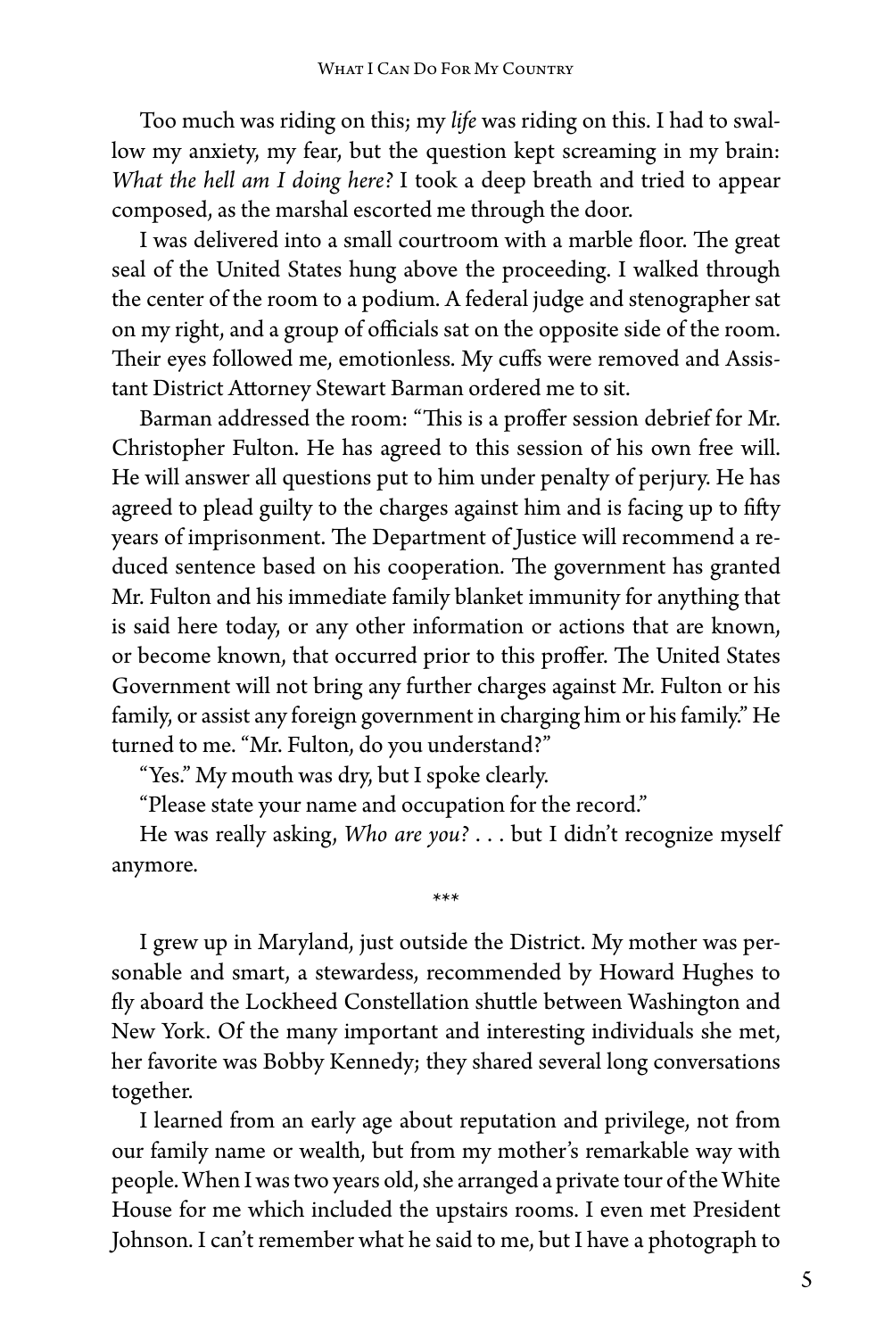Too much was riding on this; my *life* was riding on this. I had to swallow my anxiety, my fear, but the question kept screaming in my brain: *What the hell am I doing here?* I took a deep breath and tried to appear composed, as the marshal escorted me through the door.

I was delivered into a small courtroom with a marble floor. The great seal of the United States hung above the proceeding. I walked through the center of the room to a podium. A federal judge and stenographer sat on my right, and a group of officials sat on the opposite side of the room. Their eyes followed me, emotionless. My cuffs were removed and Assistant District Attorney Stewart Barman ordered me to sit.

Barman addressed the room: "This is a proffer session debrief for Mr. Christopher Fulton. He has agreed to this session of his own free will. He will answer all questions put to him under penalty of perjury. He has agreed to plead guilty to the charges against him and is facing up to fifty years of imprisonment. The Department of Justice will recommend a reduced sentence based on his cooperation. The government has granted Mr. Fulton and his immediate family blanket immunity for anything that is said here today, or any other information or actions that are known, or become known, that occurred prior to this proffer. The United States Government will not bring any further charges against Mr. Fulton or his family, or assist any foreign government in charging him or his family." He turned to me. "Mr. Fulton, do you understand?"

"Yes." My mouth was dry, but I spoke clearly.

"Please state your name and occupation for the record."

He was really asking, *Who are you?* . . . but I didn't recognize myself anymore.

\*\*\*

I grew up in Maryland, just outside the District. My mother was personable and smart, a stewardess, recommended by Howard Hughes to fly aboard the Lockheed Constellation shuttle between Washington and New York. Of the many important and interesting individuals she met, her favorite was Bobby Kennedy; they shared several long conversations together.

I learned from an early age about reputation and privilege, not from our family name or wealth, but from my mother's remarkable way with people. When I was two years old, she arranged a private tour of the White House for me which included the upstairs rooms. I even met President Johnson. I can't remember what he said to me, but I have a photograph to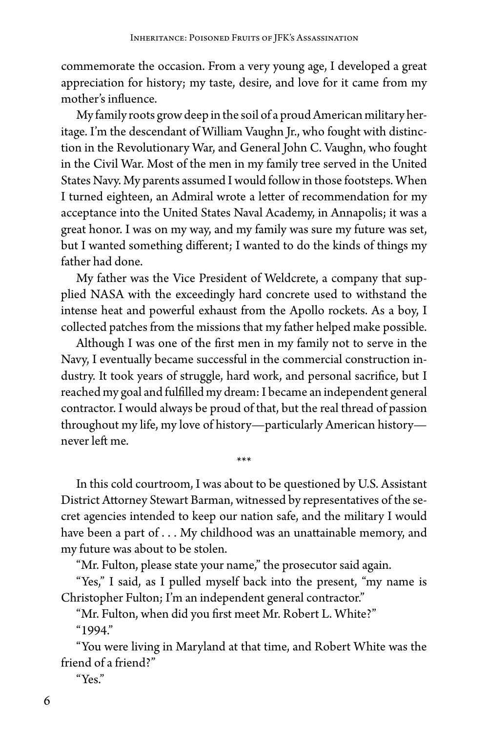commemorate the occasion. From a very young age, I developed a great appreciation for history; my taste, desire, and love for it came from my mother's influence.

My family roots grow deep in the soil of a proud American military heritage. I'm the descendant of William Vaughn Jr., who fought with distinction in the Revolutionary War, and General John C. Vaughn, who fought in the Civil War. Most of the men in my family tree served in the United States Navy. My parents assumed I would follow in those footsteps. When I turned eighteen, an Admiral wrote a letter of recommendation for my acceptance into the United States Naval Academy, in Annapolis; it was a great honor. I was on my way, and my family was sure my future was set, but I wanted something different; I wanted to do the kinds of things my father had done.

My father was the Vice President of Weldcrete, a company that supplied NASA with the exceedingly hard concrete used to withstand the intense heat and powerful exhaust from the Apollo rockets. As a boy, I collected patches from the missions that my father helped make possible.

Although I was one of the first men in my family not to serve in the Navy, I eventually became successful in the commercial construction industry. It took years of struggle, hard work, and personal sacrifice, but I reached my goal and fulfilled my dream: I became an independent general contractor. I would always be proud of that, but the real thread of passion throughout my life, my love of history—particularly American history—never left me.

\*\*\*

In this cold courtroom, I was about to be questioned by U.S. Assistant District Attorney Stewart Barman, witnessed by representatives of the secret agencies intended to keep our nation safe, and the military I would have been a part of . . . My childhood was an unattainable memory, and my future was about to be stolen.

"Mr. Fulton, please state your name," the prosecutor said again.

"Yes," I said, as I pulled myself back into the present, "my name is Christopher Fulton; I'm an independent general contractor."

"Mr. Fulton, when did you first meet Mr. Robert L. White?"

"1994."

"You were living in Maryland at that time, and Robert White was the friend of a friend?"

"Yes."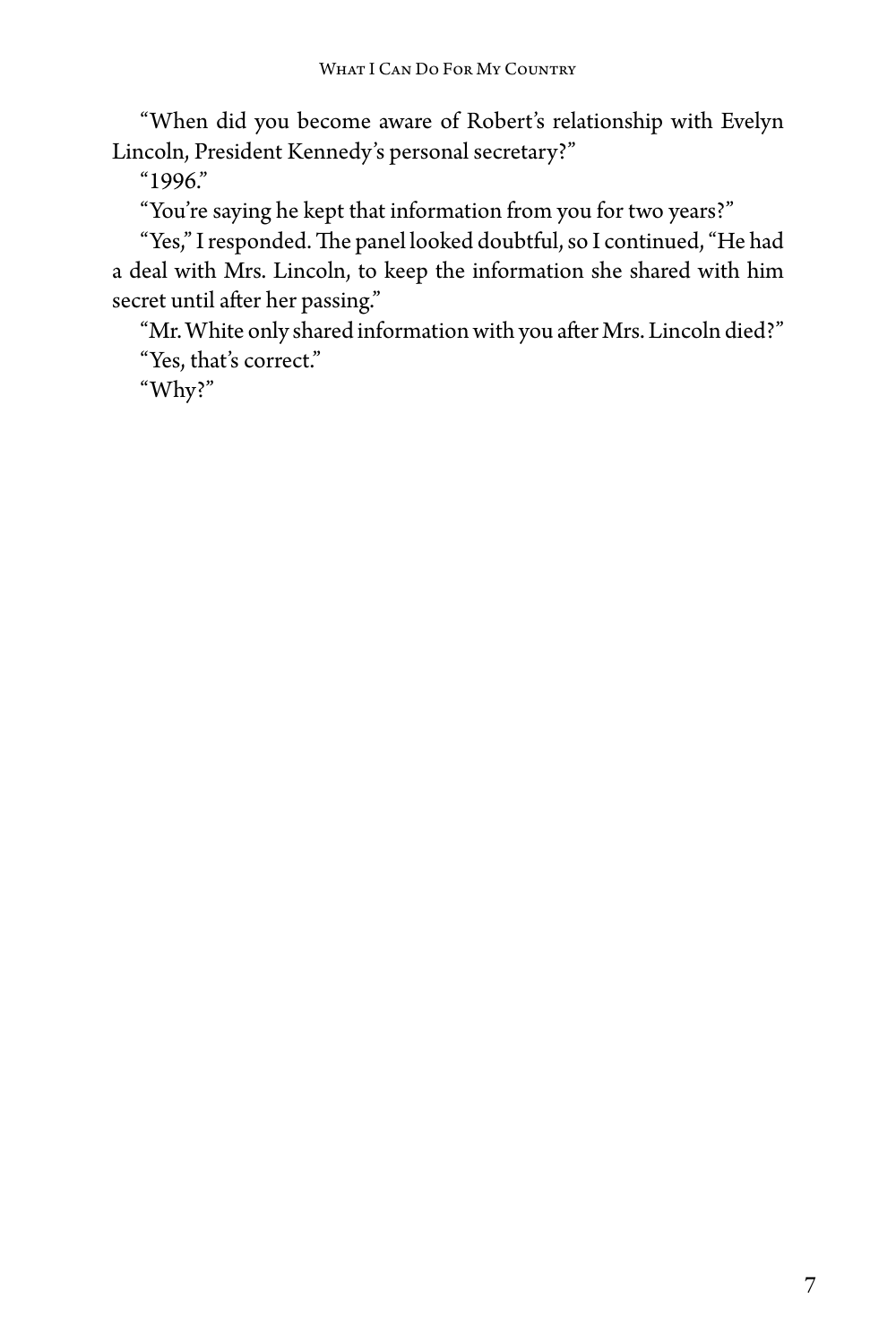"When did you become aware of Robert's relationship with Evelyn Lincoln, President Kennedy's personal secretary?"

"1996."

"You're saying he kept that information from you for two years?"

"Yes," I responded. The panel looked doubtful, so I continued, "He had a deal with Mrs. Lincoln, to keep the information she shared with him secret until after her passing."

"Mr. White only shared information with you after Mrs. Lincoln died?"

"Yes, that's correct."

"Why?"